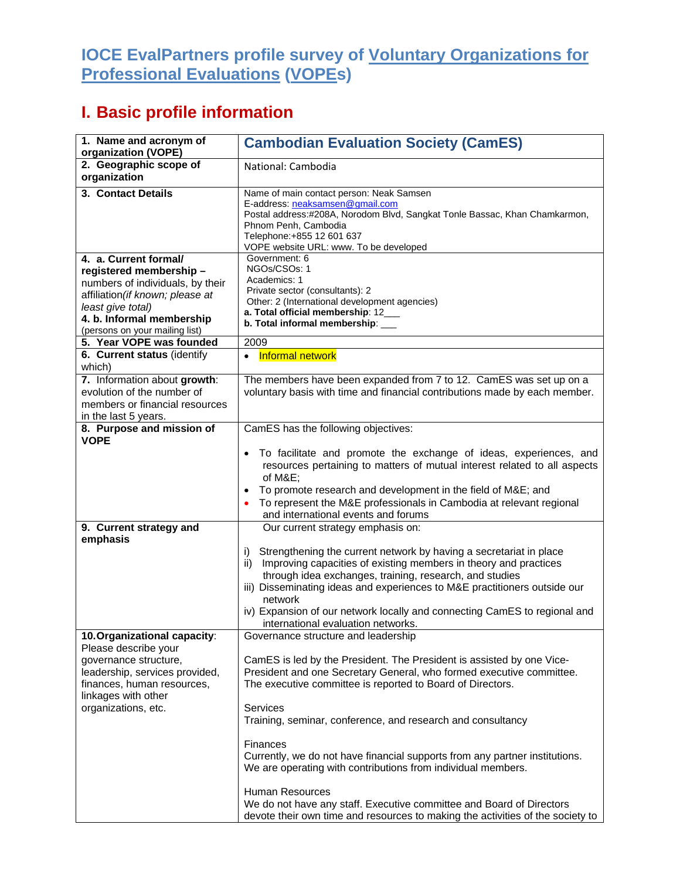# IOCE EvalPartners profile survey of Voluntary Organizations for Professional Evaluations (VOPEs)

## I. Basic profile information

| | |
|---|---|
| **1. Name and acronym of organization (VOPE)** | **Cambodian Evaluation Society (CamES)** |
| **2. Geographic scope of organization** | National: Cambodia |
| **3. Contact Details** | Name of main contact person: Neak Samsen<br>E-address: neaksamsen@gmail.com<br>Postal address:#208A, Norodom Blvd, Sangkat Tonle Bassac, Khan Chamkarmon, Phnom Penh, Cambodia<br>Telephone:+855 12 601 637<br>VOPE website URL: www. To be developed |
| **4. a. Current formal/ registered membership –** numbers of individuals, by their affiliation*(if known; please at least give total)*<br>**4. b. Informal membership** (persons on your mailing list) | Government: 6<br>NGOs/CSOs: 1<br>Academics: 1<br>Private sector (consultants): 2<br>Other: 2 (International development agencies)<br>**a. Total official membership**: 12___<br>**b. Total informal membership**: ___ |
| **5. Year VOPE was founded** | 2009 |
| **6. Current status** (identify which) | • Informal network |
| 7. Information about **growth**: evolution of the number of members or financial resources in the last 5 years. | The members have been expanded from 7 to 12. CamES was set up on a voluntary basis with time and financial contributions made by each member. |
| **8. Purpose and mission of VOPE** | CamES has the following objectives:<br>• To facilitate and promote the exchange of ideas, experiences, and resources pertaining to matters of mutual interest related to all aspects of M&E;<br>• To promote research and development in the field of M&E; and<br>• To represent the M&E professionals in Cambodia at relevant regional and international events and forums |
| **9. Current strategy and emphasis** | Our current strategy emphasis on:<br>i) Strengthening the current network by having a secretariat in place<br>ii) Improving capacities of existing members in theory and practices through idea exchanges, training, research, and studies<br>iii) Disseminating ideas and experiences to M&E practitioners outside our network<br>iv) Expansion of our network locally and connecting CamES to regional and international evaluation networks. |
| **10.Organizational capacity**: Please describe your governance structure, leadership, services provided, finances, human resources, linkages with other organizations, etc. | Governance structure and leadership<br><br>CamES is led by the President. The President is assisted by one Vice-President and one Secretary General, who formed executive committee. The executive committee is reported to Board of Directors.<br><br>Services<br>Training, seminar, conference, and research and consultancy<br><br>Finances<br>Currently, we do not have financial supports from any partner institutions. We are operating with contributions from individual members.<br><br>Human Resources<br>We do not have any staff. Executive committee and Board of Directors devote their own time and resources to making the activities of the society to |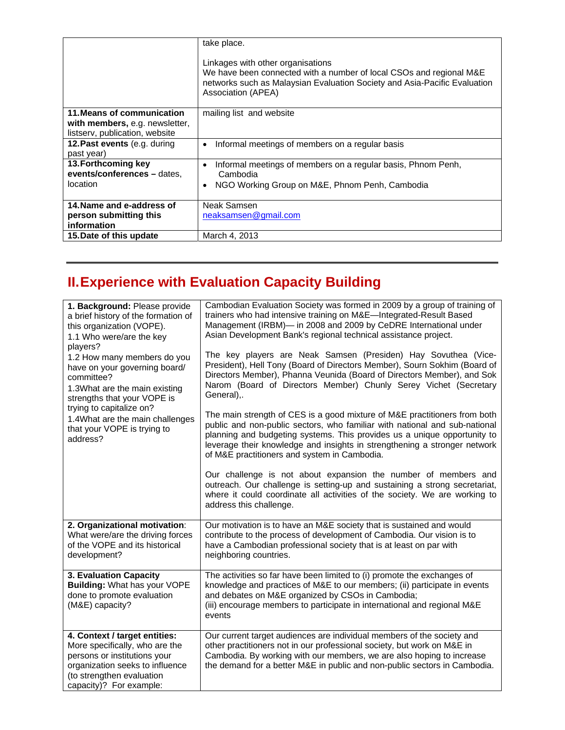| | |
|---|---|
| | take place.<br><br>Linkages with other organisations<br>We have been connected with a number of local CSOs and regional M&E networks such as Malaysian Evaluation Society and Asia-Pacific Evaluation Association (APEA) |
| **11. Means of communication with members,** e.g. newsletter, listserv, publication, website | mailing list and website |
| **12. Past events** (e.g. during past year) | • Informal meetings of members on a regular basis |
| **13. Forthcoming key events/conferences –** dates, location | • Informal meetings of members on a regular basis, Phnom Penh, Cambodia<br>• NGO Working Group on M&E, Phnom Penh, Cambodia |
| **14. Name and e-address of person submitting this information** | Neak Samsen<br>neaksamsen@gmail.com |
| **15. Date of this update** | March 4, 2013 |

---

# II. Experience with Evaluation Capacity Building

| | |
|---|---|
| **1. Background:** Please provide a brief history of the formation of this organization (VOPE).<br>1.1 Who were/are the key players?<br>1.2 How many members do you have on your governing board/ committee?<br>1.3 What are the main existing strengths that your VOPE is trying to capitalize on?<br>1.4 What are the main challenges that your VOPE is trying to address? | Cambodian Evaluation Society was formed in 2009 by a group of training of trainers who had intensive training on M&E—Integrated-Result Based Management (IRBM)— in 2008 and 2009 by CeDRE International under Asian Development Bank's regional technical assistance project.<br><br>The key players are Neak Samsen (Presiden) Hay Sovuthea (Vice-President), Hell Tony (Board of Directors Member), Sourn Sokhim (Board of Directors Member), Phanna Veunida (Board of Directors Member), and Sok Narom (Board of Directors Member) Chunly Serey Vichet (Secretary General),.<br><br>The main strength of CES is a good mixture of M&E practitioners from both public and non-public sectors, who familiar with national and sub-national planning and budgeting systems. This provides us a unique opportunity to leverage their knowledge and insights in strengthening a stronger network of M&E practitioners and system in Cambodia.<br><br>Our challenge is not about expansion the number of members and outreach. Our challenge is setting-up and sustaining a strong secretariat, where it could coordinate all activities of the society. We are working to address this challenge. |
| **2. Organizational motivation**: What were/are the driving forces of the VOPE and its historical development? | Our motivation is to have an M&E society that is sustained and would contribute to the process of development of Cambodia. Our vision is to have a Cambodian professional society that is at least on par with neighboring countries. |
| **3. Evaluation Capacity Building:** What has your VOPE done to promote evaluation (M&E) capacity? | The activities so far have been limited to (i) promote the exchanges of knowledge and practices of M&E to our members; (ii) participate in events and debates on M&E organized by CSOs in Cambodia;<br>(iii) encourage members to participate in international and regional M&E events |
| **4. Context / target entities:** More specifically, who are the persons or institutions your organization seeks to influence (to strengthen evaluation capacity)? For example: | Our current target audiences are individual members of the society and other practitioners not in our professional society, but work on M&E in Cambodia. By working with our members, we are also hoping to increase the demand for a better M&E in public and non-public sectors in Cambodia. |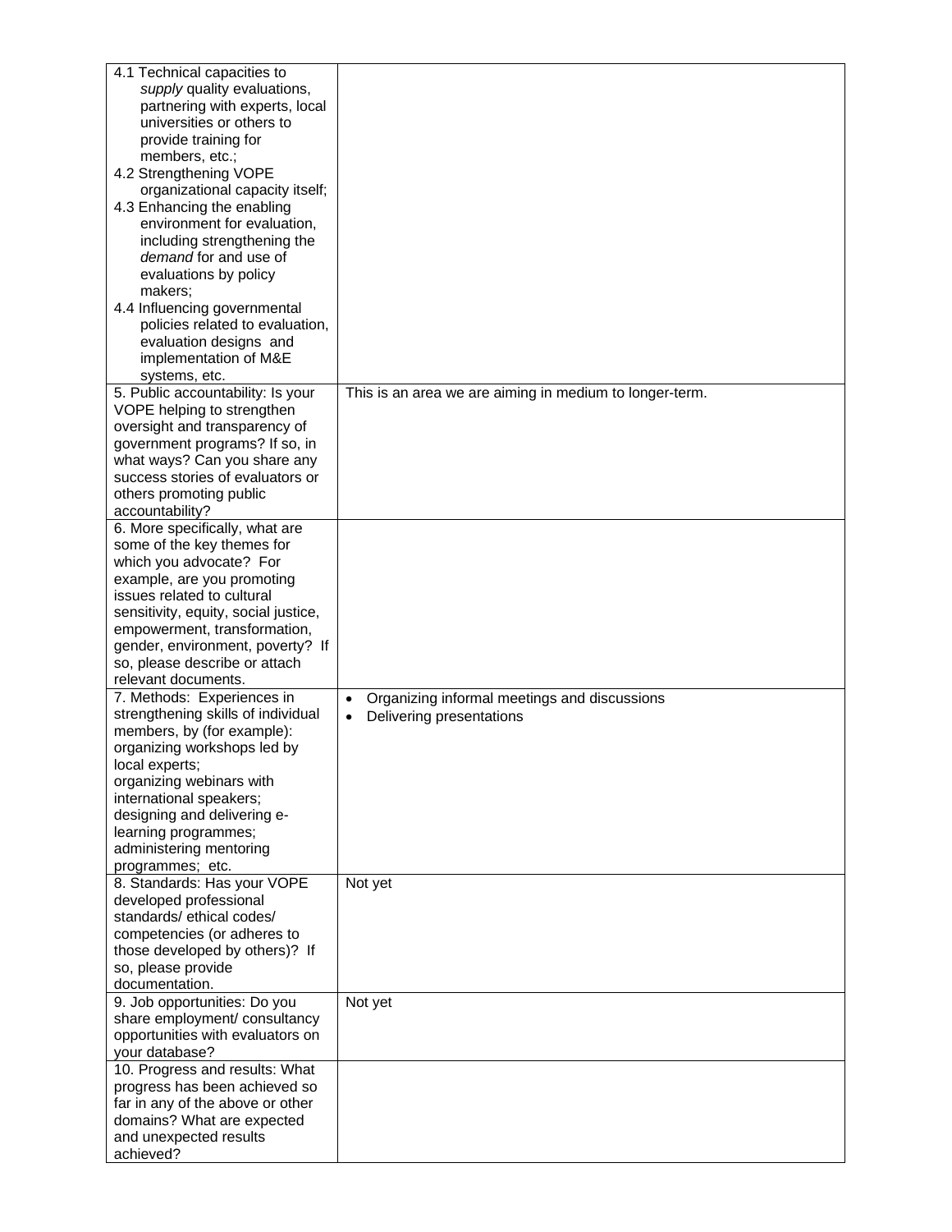| | |
|---|---|
| 4.1 Technical capacities to *supply* quality evaluations, partnering with experts, local universities or others to provide training for members, etc.;<br>4.2 Strengthening VOPE organizational capacity itself;<br>4.3 Enhancing the enabling environment for evaluation, including strengthening the *demand* for and use of evaluations by policy makers;<br>4.4 Influencing governmental policies related to evaluation, evaluation designs and implementation of M&E systems, etc. | |
| 5. Public accountability: Is your VOPE helping to strengthen oversight and transparency of government programs? If so, in what ways? Can you share any success stories of evaluators or others promoting public accountability? | This is an area we are aiming in medium to longer-term. |
| 6. More specifically, what are some of the key themes for which you advocate? For example, are you promoting issues related to cultural sensitivity, equity, social justice, empowerment, transformation, gender, environment, poverty? If so, please describe or attach relevant documents. | |
| 7. Methods: Experiences in strengthening skills of individual members, by (for example): organizing workshops led by local experts; organizing webinars with international speakers; designing and delivering e-learning programmes; administering mentoring programmes; etc. | • Organizing informal meetings and discussions<br>• Delivering presentations |
| 8. Standards: Has your VOPE developed professional standards/ ethical codes/ competencies (or adheres to those developed by others)? If so, please provide documentation. | Not yet |
| 9. Job opportunities: Do you share employment/ consultancy opportunities with evaluators on your database? | Not yet |
| 10. Progress and results: What progress has been achieved so far in any of the above or other domains? What are expected and unexpected results achieved? | |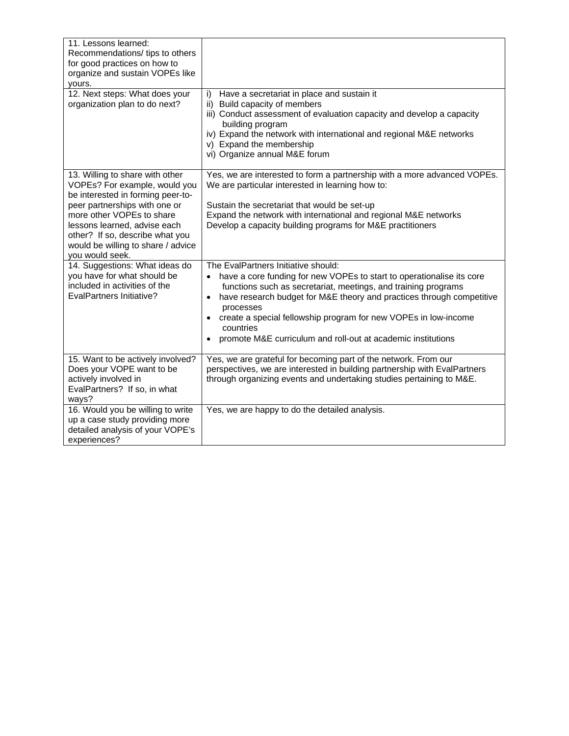| | |
|---|---|
| 11. Lessons learned: Recommendations/ tips to others for good practices on how to organize and sustain VOPEs like yours. | |
| 12. Next steps: What does your organization plan to do next? | i) Have a secretariat in place and sustain it<br>ii) Build capacity of members<br>iii) Conduct assessment of evaluation capacity and develop a capacity building program<br>iv) Expand the network with international and regional M&E networks<br>v) Expand the membership<br>vi) Organize annual M&E forum |
| 13. Willing to share with other VOPEs? For example, would you be interested in forming peer-to-peer partnerships with one or more other VOPEs to share lessons learned, advise each other? If so, describe what you would be willing to share / advice you would seek. | Yes, we are interested to form a partnership with a more advanced VOPEs. We are particular interested in learning how to:<br><br>Sustain the secretariat that would be set-up<br>Expand the network with international and regional M&E networks<br>Develop a capacity building programs for M&E practitioners |
| 14. Suggestions: What ideas do you have for what should be included in activities of the EvalPartners Initiative? | The EvalPartners Initiative should:<br>• have a core funding for new VOPEs to start to operationalise its core functions such as secretariat, meetings, and training programs<br>• have research budget for M&E theory and practices through competitive processes<br>• create a special fellowship program for new VOPEs in low-income countries<br>• promote M&E curriculum and roll-out at academic institutions |
| 15. Want to be actively involved? Does your VOPE want to be actively involved in EvalPartners? If so, in what ways? | Yes, we are grateful for becoming part of the network. From our perspectives, we are interested in building partnership with EvalPartners through organizing events and undertaking studies pertaining to M&E. |
| 16. Would you be willing to write up a case study providing more detailed analysis of your VOPE's experiences? | Yes, we are happy to do the detailed analysis. |